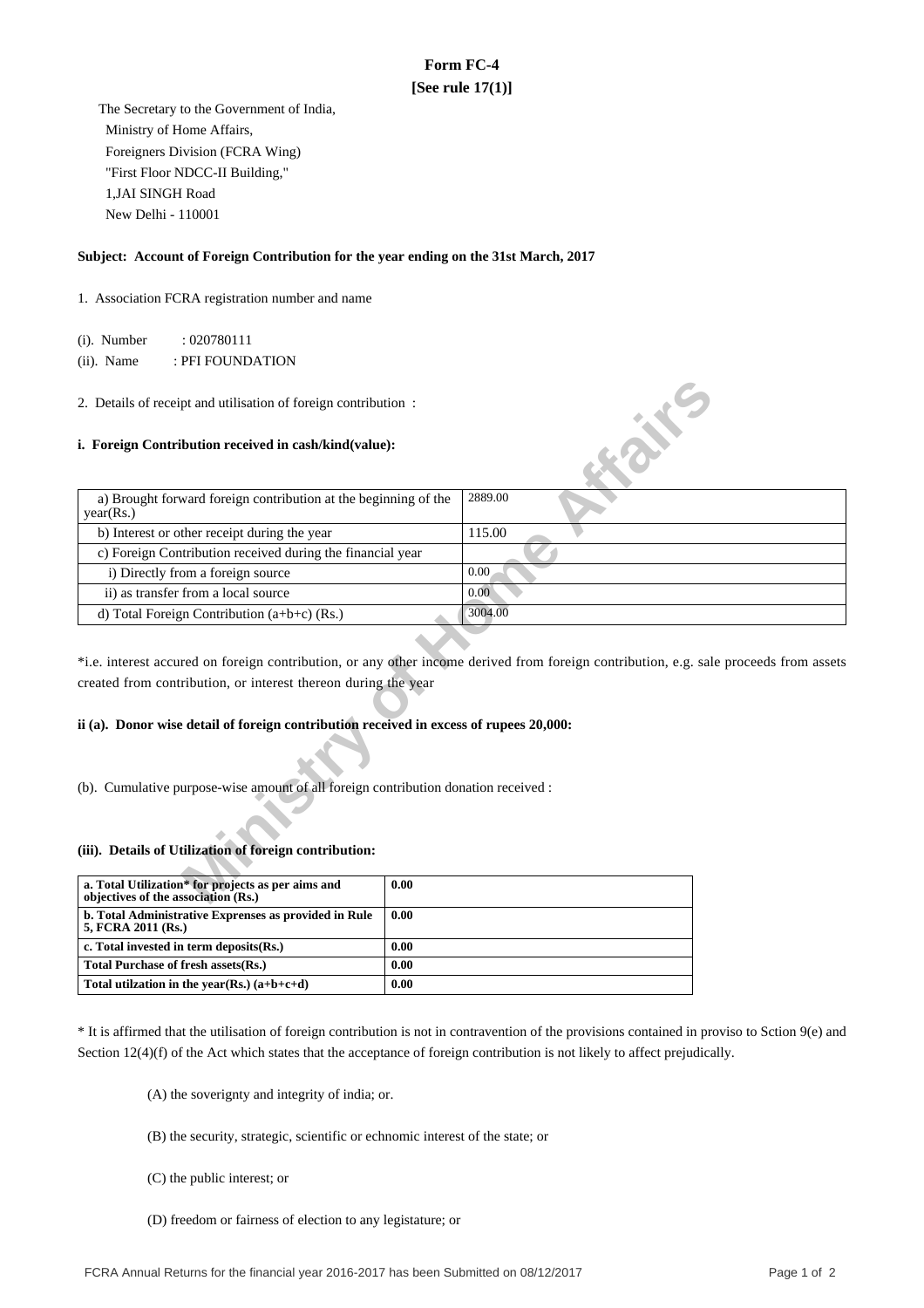# Form FC-4

**[See rule 17(1)]**

The Secretary to the Government of India,
Ministry of Home Affairs,
Foreigners Division (FCRA Wing)
"First Floor NDCC-II Building,"
1,JAI SINGH Road
New Delhi - 110001

**Subject: Account of Foreign Contribution for the year ending on the 31st March, 2017**

1. Association FCRA registration number and name

(i). Number : 020780111

(ii). Name : PFI FOUNDATION

2. Details of receipt and utilisation of foreign contribution :

**i. Foreign Contribution received in cash/kind(value):**

| | |
|---|---|
| a) Brought forward foreign contribution at the beginning of the year(Rs.) | 2889.00 |
| b) Interest or other receipt during the year | 115.00 |
| c) Foreign Contribution received during the financial year | |
| i) Directly from a foreign source | 0.00 |
| ii) as transfer from a local source | 0.00 |
| d) Total Foreign Contribution (a+b+c) (Rs.) | 3004.00 |

*i.e. interest accured on foreign contribution, or any other income derived from foreign contribution, e.g. sale proceeds from assets created from contribution, or interest thereon during the year

**ii (a). Donor wise detail of foreign contribution received in excess of rupees 20,000:**

(b). Cumulative purpose-wise amount of all foreign contribution donation received :

**(iii). Details of Utilization of foreign contribution:**

| | |
|---|---|
| **a. Total Utilization* for projects as per aims and objectives of the association (Rs.)** | **0.00** |
| **b. Total Administrative Exprenses as provided in Rule 5, FCRA 2011 (Rs.)** | **0.00** |
| **c. Total invested in term deposits(Rs.)** | **0.00** |
| **Total Purchase of fresh assets(Rs.)** | **0.00** |
| **Total utilzation in the year(Rs.) (a+b+c+d)** | **0.00** |

* It is affirmed that the utilisation of foreign contribution is not in contravention of the provisions contained in proviso to Sction 9(e) and Section 12(4)(f) of the Act which states that the acceptance of foreign contribution is not likely to affect prejudically.

(A) the soverignty and integrity of india; or.

(B) the security, strategic, scientific or echnomic interest of the state; or

(C) the public interest; or

(D) freedom or fairness of election to any legistature; or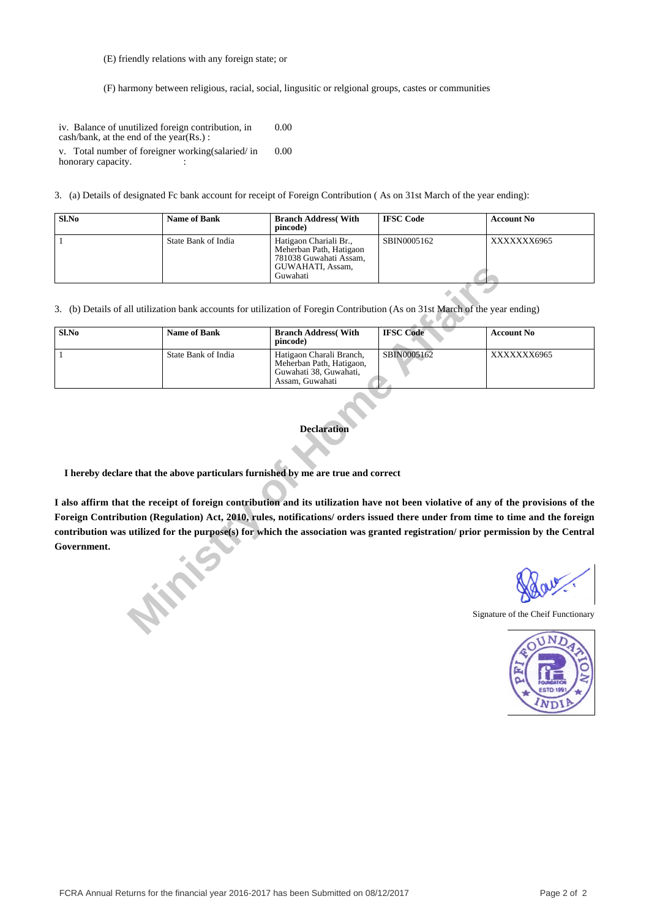(E) friendly relations with any foreign state; or

(F) harmony between religious, racial, social, lingusitic or relgional groups, castes or communities

| | |
|---|---|
| iv. Balance of unutilized foreign contribution, in cash/bank, at the end of the year(Rs.) : | 0.00 |
| v. Total number of foreigner working(salaried/ in honorary capacity. : | 0.00 |

3. (a) Details of designated Fc bank account for receipt of Foreign Contribution ( As on 31st March of the year ending):

| Sl.No | Name of Bank | Branch Address( With pincode) | IFSC Code | Account No |
|---|---|---|---|---|
| 1 | State Bank of India | Hatigaon Chariali Br., Meherban Path, Hatigaon 781038 Guwahati Assam, GUWAHATI, Assam, Guwahati | SBIN0005162 | XXXXXXX6965 |

3. (b) Details of all utilization bank accounts for utilization of Foregin Contribution (As on 31st March of the year ending)

| Sl.No | Name of Bank | Branch Address( With pincode) | IFSC Code | Account No |
|---|---|---|---|---|
| 1 | State Bank of India | Hatigaon Charali Branch, Meherban Path, Hatigaon, Guwahati 38, Guwahati, Assam, Guwahati | SBIN0005162 | XXXXXXX6965 |

**Declaration**

**I hereby declare that the above particulars furnished by me are true and correct**

**I also affirm that the receipt of foreign contribution and its utilization have not been violative of any of the provisions of the Foreign Contribution (Regulation) Act, 2010, rules, notifications/ orders issued there under from time to time and the foreign contribution was utilized for the purpose(s) for which the association was granted registration/ prior permission by the Central Government.**

Signature of the Cheif Functionary

FCRA Annual Returns for the financial year 2016-2017 has been Submitted on 08/12/2017